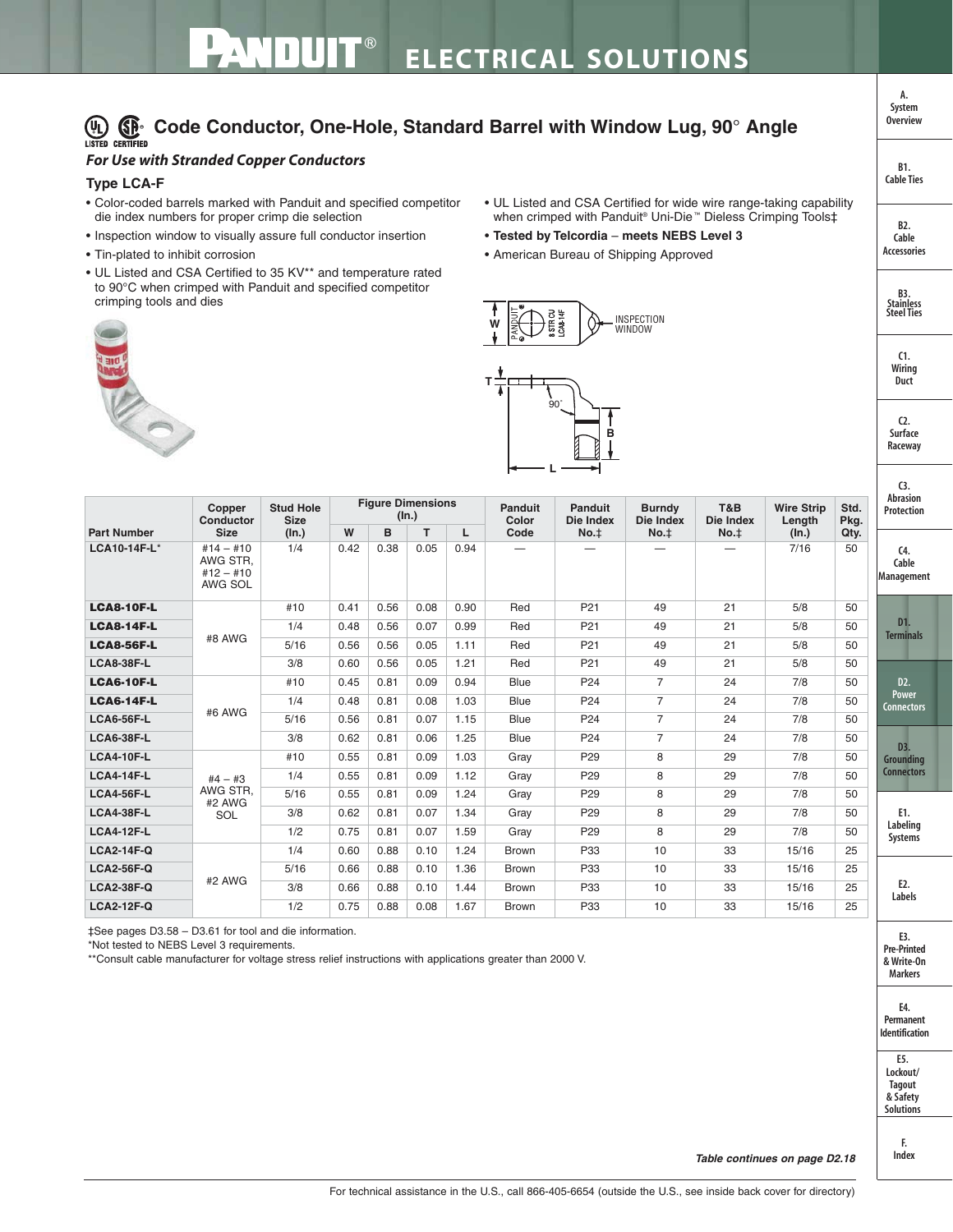## Code Conductor, One-Hole, Standard Barrel with Window Lug, 90° Angle

***For Use with Stranded Copper Conductors***

### Type LCA-F

- Color-coded barrels marked with Panduit and specified competitor die index numbers for proper crimp die selection
- Inspection window to visually assure full conductor insertion
- Tin-plated to inhibit corrosion
- UL Listed and CSA Certified to 35 KV** and temperature rated to 90°C when crimped with Panduit and specified competitor crimping tools and dies
- UL Listed and CSA Certified for wide wire range-taking capability when crimped with Panduit® Uni-Die™ Dieless Crimping Tools‡
- **Tested by Telcordia – meets NEBS Level 3**
- American Bureau of Shipping Approved

| Part Number | Copper Conductor Size | Stud Hole Size (In.) | Figure Dimensions (In.) | | | | Panduit Color Code | Panduit Die Index No.‡ | Burndy Die Index No.‡ | T&B Die Index No.‡ | Wire Strip Length (In.) | Std. Pkg. Qty. |
|---|---|---|---|---|---|---|---|---|---|---|---|---|
| | | | W | B | T | L | | | | | | |
| LCA10-14F-L* | #14 – #10 AWG STR, #12 – #10 AWG SOL | 1/4 | 0.42 | 0.38 | 0.05 | 0.94 | — | — | — | — | 7/16 | 50 |
| **LCA8-10F-L** | #8 AWG | #10 | 0.41 | 0.56 | 0.08 | 0.90 | Red | P21 | 49 | 21 | 5/8 | 50 |
| **LCA8-14F-L** | | 1/4 | 0.48 | 0.56 | 0.07 | 0.99 | Red | P21 | 49 | 21 | 5/8 | 50 |
| **LCA8-56F-L** | | 5/16 | 0.56 | 0.56 | 0.05 | 1.11 | Red | P21 | 49 | 21 | 5/8 | 50 |
| LCA8-38F-L | | 3/8 | 0.60 | 0.56 | 0.05 | 1.21 | Red | P21 | 49 | 21 | 5/8 | 50 |
| **LCA6-10F-L** | #6 AWG | #10 | 0.45 | 0.81 | 0.09 | 0.94 | Blue | P24 | 7 | 24 | 7/8 | 50 |
| **LCA6-14F-L** | | 1/4 | 0.48 | 0.81 | 0.08 | 1.03 | Blue | P24 | 7 | 24 | 7/8 | 50 |
| LCA6-56F-L | | 5/16 | 0.56 | 0.81 | 0.07 | 1.15 | Blue | P24 | 7 | 24 | 7/8 | 50 |
| LCA6-38F-L | | 3/8 | 0.62 | 0.81 | 0.06 | 1.25 | Blue | P24 | 7 | 24 | 7/8 | 50 |
| LCA4-10F-L | #4 – #3 AWG STR, #2 AWG SOL | #10 | 0.55 | 0.81 | 0.09 | 1.03 | Gray | P29 | 8 | 29 | 7/8 | 50 |
| LCA4-14F-L | | 1/4 | 0.55 | 0.81 | 0.09 | 1.12 | Gray | P29 | 8 | 29 | 7/8 | 50 |
| LCA4-56F-L | | 5/16 | 0.55 | 0.81 | 0.09 | 1.24 | Gray | P29 | 8 | 29 | 7/8 | 50 |
| LCA4-38F-L | | 3/8 | 0.62 | 0.81 | 0.07 | 1.34 | Gray | P29 | 8 | 29 | 7/8 | 50 |
| LCA4-12F-L | | 1/2 | 0.75 | 0.81 | 0.07 | 1.59 | Gray | P29 | 8 | 29 | 7/8 | 50 |
| LCA2-14F-Q | #2 AWG | 1/4 | 0.60 | 0.88 | 0.10 | 1.24 | Brown | P33 | 10 | 33 | 15/16 | 25 |
| LCA2-56F-Q | | 5/16 | 0.66 | 0.88 | 0.10 | 1.36 | Brown | P33 | 10 | 33 | 15/16 | 25 |
| LCA2-38F-Q | | 3/8 | 0.66 | 0.88 | 0.10 | 1.44 | Brown | P33 | 10 | 33 | 15/16 | 25 |
| LCA2-12F-Q | | 1/2 | 0.75 | 0.88 | 0.08 | 1.67 | Brown | P33 | 10 | 33 | 15/16 | 25 |

‡See pages D3.58 – D3.61 for tool and die information.
*Not tested to NEBS Level 3 requirements.
**Consult cable manufacturer for voltage stress relief instructions with applications greater than 2000 V.

*Table continues on page D2.18*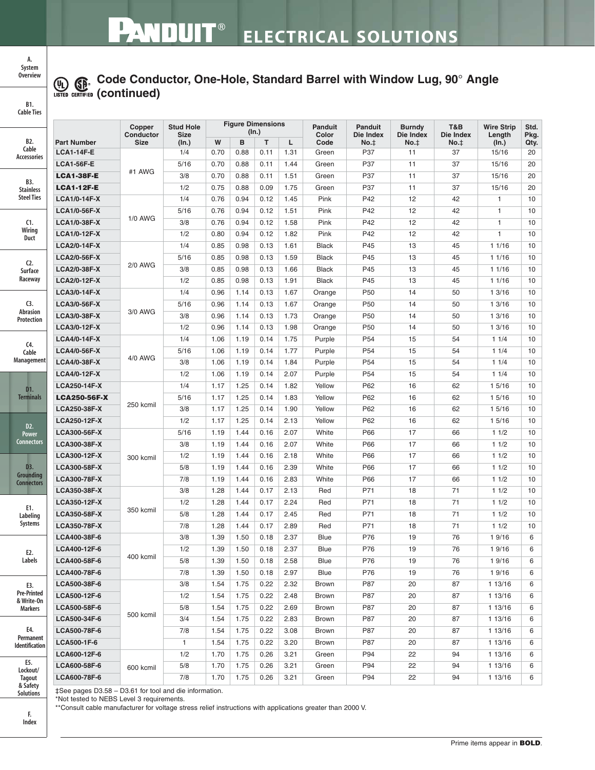# Code Conductor, One-Hole, Standard Barrel with Window Lug, 90° Angle (continued)

| Part Number | Copper Conductor Size | Stud Hole Size (In.) | Figure Dimensions (In.) | | | | Panduit Color Code | Panduit Die Index No.‡ | Burndy Die Index No.‡ | T&B Die Index No.‡ | Wire Strip Length (In.) | Std. Pkg. Qty. |
|---|---|---|---|---|---|---|---|---|---|---|---|---|
| | | | W | B | T | L | | | | | | |
| LCA1-14F-E | #1 AWG | 1/4 | 0.70 | 0.88 | 0.11 | 1.31 | Green | P37 | 11 | 37 | 15/16 | 20 |
| LCA1-56F-E | #1 AWG | 5/16 | 0.70 | 0.88 | 0.11 | 1.44 | Green | P37 | 11 | 37 | 15/16 | 20 |
| **LCA1-38F-E** | #1 AWG | 3/8 | 0.70 | 0.88 | 0.11 | 1.51 | Green | P37 | 11 | 37 | 15/16 | 20 |
| **LCA1-12F-E** | #1 AWG | 1/2 | 0.75 | 0.88 | 0.09 | 1.75 | Green | P37 | 11 | 37 | 15/16 | 20 |
| LCA1/0-14F-X | 1/0 AWG | 1/4 | 0.76 | 0.94 | 0.12 | 1.45 | Pink | P42 | 12 | 42 | 1 | 10 |
| LCA1/0-56F-X | 1/0 AWG | 5/16 | 0.76 | 0.94 | 0.12 | 1.51 | Pink | P42 | 12 | 42 | 1 | 10 |
| LCA1/0-38F-X | 1/0 AWG | 3/8 | 0.76 | 0.94 | 0.12 | 1.58 | Pink | P42 | 12 | 42 | 1 | 10 |
| LCA1/0-12F-X | 1/0 AWG | 1/2 | 0.80 | 0.94 | 0.12 | 1.82 | Pink | P42 | 12 | 42 | 1 | 10 |
| LCA2/0-14F-X | 2/0 AWG | 1/4 | 0.85 | 0.98 | 0.13 | 1.61 | Black | P45 | 13 | 45 | 1 1/16 | 10 |
| LCA2/0-56F-X | 2/0 AWG | 5/16 | 0.85 | 0.98 | 0.13 | 1.59 | Black | P45 | 13 | 45 | 1 1/16 | 10 |
| LCA2/0-38F-X | 2/0 AWG | 3/8 | 0.85 | 0.98 | 0.13 | 1.66 | Black | P45 | 13 | 45 | 1 1/16 | 10 |
| LCA2/0-12F-X | 2/0 AWG | 1/2 | 0.85 | 0.98 | 0.13 | 1.91 | Black | P45 | 13 | 45 | 1 1/16 | 10 |
| LCA3/0-14F-X | 3/0 AWG | 1/4 | 0.96 | 1.14 | 0.13 | 1.67 | Orange | P50 | 14 | 50 | 1 3/16 | 10 |
| LCA3/0-56F-X | 3/0 AWG | 5/16 | 0.96 | 1.14 | 0.13 | 1.67 | Orange | P50 | 14 | 50 | 1 3/16 | 10 |
| LCA3/0-38F-X | 3/0 AWG | 3/8 | 0.96 | 1.14 | 0.13 | 1.73 | Orange | P50 | 14 | 50 | 1 3/16 | 10 |
| LCA3/0-12F-X | 3/0 AWG | 1/2 | 0.96 | 1.14 | 0.13 | 1.98 | Orange | P50 | 14 | 50 | 1 3/16 | 10 |
| LCA4/0-14F-X | 4/0 AWG | 1/4 | 1.06 | 1.19 | 0.14 | 1.75 | Purple | P54 | 15 | 54 | 1 1/4 | 10 |
| LCA4/0-56F-X | 4/0 AWG | 5/16 | 1.06 | 1.19 | 0.14 | 1.77 | Purple | P54 | 15 | 54 | 1 1/4 | 10 |
| LCA4/0-38F-X | 4/0 AWG | 3/8 | 1.06 | 1.19 | 0.14 | 1.84 | Purple | P54 | 15 | 54 | 1 1/4 | 10 |
| LCA4/0-12F-X | 4/0 AWG | 1/2 | 1.06 | 1.19 | 0.14 | 2.07 | Purple | P54 | 15 | 54 | 1 1/4 | 10 |
| LCA250-14F-X | 250 kcmil | 1/4 | 1.17 | 1.25 | 0.14 | 1.82 | Yellow | P62 | 16 | 62 | 1 5/16 | 10 |
| **LCA250-56F-X** | 250 kcmil | 5/16 | 1.17 | 1.25 | 0.14 | 1.83 | Yellow | P62 | 16 | 62 | 1 5/16 | 10 |
| LCA250-38F-X | 250 kcmil | 3/8 | 1.17 | 1.25 | 0.14 | 1.90 | Yellow | P62 | 16 | 62 | 1 5/16 | 10 |
| LCA250-12F-X | 250 kcmil | 1/2 | 1.17 | 1.25 | 0.14 | 2.13 | Yellow | P62 | 16 | 62 | 1 5/16 | 10 |
| LCA300-56F-X | 300 kcmil | 5/16 | 1.19 | 1.44 | 0.16 | 2.07 | White | P66 | 17 | 66 | 1 1/2 | 10 |
| LCA300-38F-X | 300 kcmil | 3/8 | 1.19 | 1.44 | 0.16 | 2.07 | White | P66 | 17 | 66 | 1 1/2 | 10 |
| LCA300-12F-X | 300 kcmil | 1/2 | 1.19 | 1.44 | 0.16 | 2.18 | White | P66 | 17 | 66 | 1 1/2 | 10 |
| LCA300-58F-X | 300 kcmil | 5/8 | 1.19 | 1.44 | 0.16 | 2.39 | White | P66 | 17 | 66 | 1 1/2 | 10 |
| LCA300-78F-X | 300 kcmil | 7/8 | 1.19 | 1.44 | 0.16 | 2.83 | White | P66 | 17 | 66 | 1 1/2 | 10 |
| LCA350-38F-X | 350 kcmil | 3/8 | 1.28 | 1.44 | 0.17 | 2.13 | Red | P71 | 18 | 71 | 1 1/2 | 10 |
| LCA350-12F-X | 350 kcmil | 1/2 | 1.28 | 1.44 | 0.17 | 2.24 | Red | P71 | 18 | 71 | 1 1/2 | 10 |
| LCA350-58F-X | 350 kcmil | 5/8 | 1.28 | 1.44 | 0.17 | 2.45 | Red | P71 | 18 | 71 | 1 1/2 | 10 |
| LCA350-78F-X | 350 kcmil | 7/8 | 1.28 | 1.44 | 0.17 | 2.89 | Red | P71 | 18 | 71 | 1 1/2 | 10 |
| LCA400-38F-6 | 400 kcmil | 3/8 | 1.39 | 1.50 | 0.18 | 2.37 | Blue | P76 | 19 | 76 | 1 9/16 | 6 |
| LCA400-12F-6 | 400 kcmil | 1/2 | 1.39 | 1.50 | 0.18 | 2.37 | Blue | P76 | 19 | 76 | 1 9/16 | 6 |
| LCA400-58F-6 | 400 kcmil | 5/8 | 1.39 | 1.50 | 0.18 | 2.58 | Blue | P76 | 19 | 76 | 1 9/16 | 6 |
| LCA400-78F-6 | 400 kcmil | 7/8 | 1.39 | 1.50 | 0.18 | 2.97 | Blue | P76 | 19 | 76 | 1 9/16 | 6 |
| LCA500-38F-6 | 500 kcmil | 3/8 | 1.54 | 1.75 | 0.22 | 2.32 | Brown | P87 | 20 | 87 | 1 13/16 | 6 |
| LCA500-12F-6 | 500 kcmil | 1/2 | 1.54 | 1.75 | 0.22 | 2.48 | Brown | P87 | 20 | 87 | 1 13/16 | 6 |
| LCA500-58F-6 | 500 kcmil | 5/8 | 1.54 | 1.75 | 0.22 | 2.69 | Brown | P87 | 20 | 87 | 1 13/16 | 6 |
| LCA500-34F-6 | 500 kcmil | 3/4 | 1.54 | 1.75 | 0.22 | 2.83 | Brown | P87 | 20 | 87 | 1 13/16 | 6 |
| LCA500-78F-6 | 500 kcmil | 7/8 | 1.54 | 1.75 | 0.22 | 3.08 | Brown | P87 | 20 | 87 | 1 13/16 | 6 |
| LCA500-1F-6 | 500 kcmil | 1 | 1.54 | 1.75 | 0.22 | 3.20 | Brown | P87 | 20 | 87 | 1 13/16 | 6 |
| LCA600-12F-6 | 600 kcmil | 1/2 | 1.70 | 1.75 | 0.26 | 3.21 | Green | P94 | 22 | 94 | 1 13/16 | 6 |
| LCA600-58F-6 | 600 kcmil | 5/8 | 1.70 | 1.75 | 0.26 | 3.21 | Green | P94 | 22 | 94 | 1 13/16 | 6 |
| LCA600-78F-6 | 600 kcmil | 7/8 | 1.70 | 1.75 | 0.26 | 3.21 | Green | P94 | 22 | 94 | 1 13/16 | 6 |

‡See pages D3.58 – D3.61 for tool and die information.
*Not tested to NEBS Level 3 requirements.
**Consult cable manufacturer for voltage stress relief instructions with applications greater than 2000 V.

Prime items appear in **BOLD**.